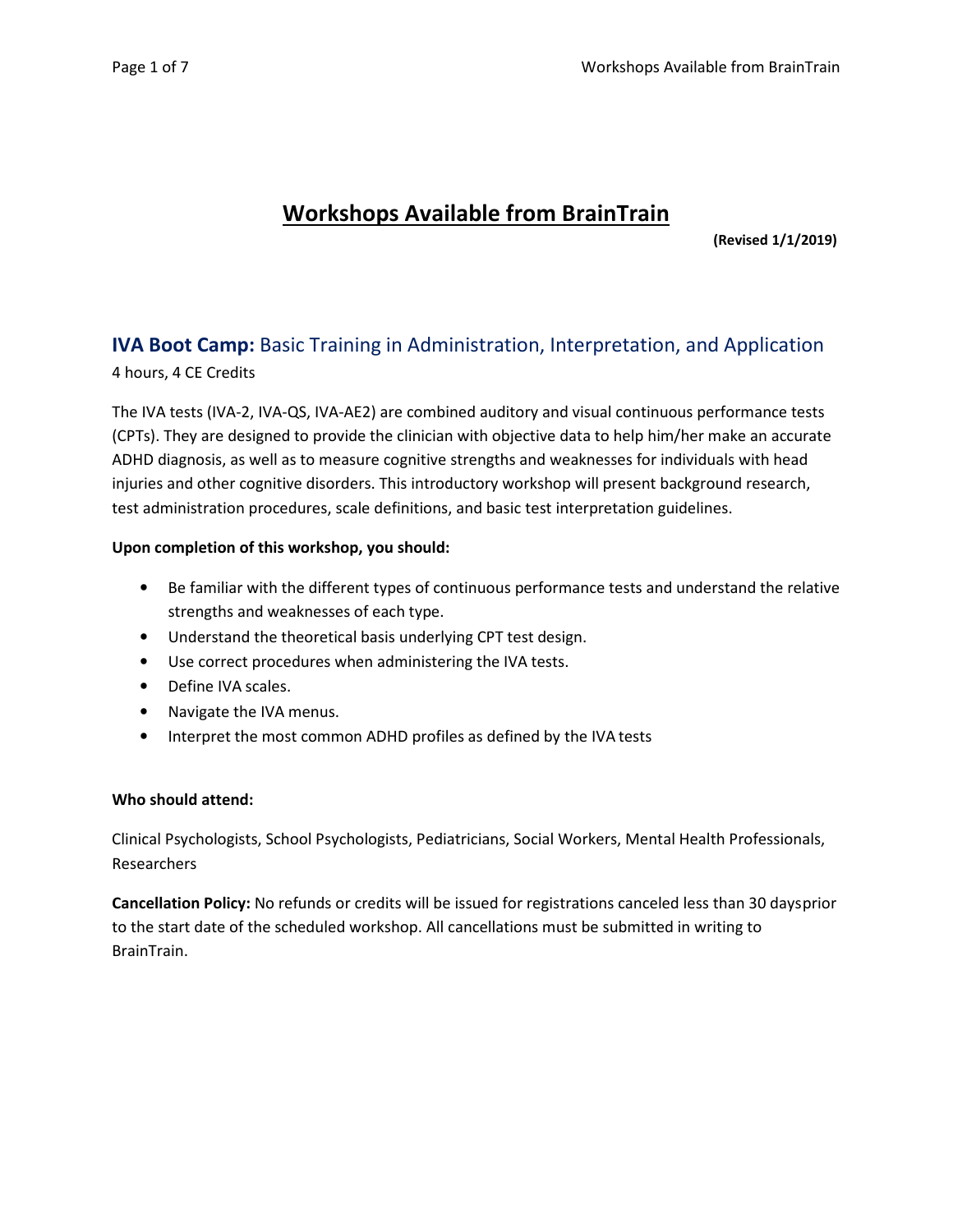# Workshops Available from BrainTrain

**(Revised 1/1/2019)**

## **IVA Boot Camp:** Basic Training in Administration, Interpretation, and Application

4 hours, 4 CE Credits

The IVA tests (IVA-2, IVA-QS, IVA-AE2) are combined auditory and visual continuous performance tests (CPTs). They are designed to provide the clinician with objective data to help him/her make an accurate ADHD diagnosis, as well as to measure cognitive strengths and weaknesses for individuals with head injuries and other cognitive disorders. This introductory workshop will present background research, test administration procedures, scale definitions, and basic test interpretation guidelines.

**Upon completion of this workshop, you should:**

- Be familiar with the different types of continuous performance tests and understand the relative strengths and weaknesses of each type.
- Understand the theoretical basis underlying CPT test design.
- Use correct procedures when administering the IVA tests.
- Define IVA scales.
- Navigate the IVA menus.
- Interpret the most common ADHD profiles as defined by the IVA tests

**Who should attend:**

Clinical Psychologists, School Psychologists, Pediatricians, Social Workers, Mental Health Professionals, Researchers

**Cancellation Policy:** No refunds or credits will be issued for registrations canceled less than 30 daysprior to the start date of the scheduled workshop. All cancellations must be submitted in writing to BrainTrain.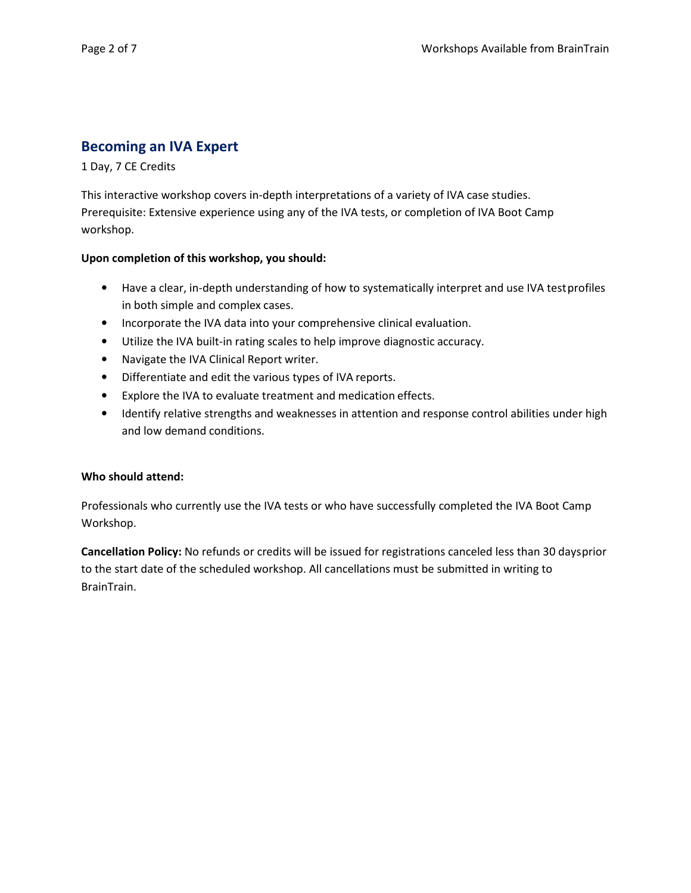## Becoming an IVA Expert

1 Day, 7 CE Credits

This interactive workshop covers in-depth interpretations of a variety of IVA case studies. Prerequisite: Extensive experience using any of the IVA tests, or completion of IVA Boot Camp workshop.

**Upon completion of this workshop, you should:**

- Have a clear, in-depth understanding of how to systematically interpret and use IVA test profiles in both simple and complex cases.
- Incorporate the IVA data into your comprehensive clinical evaluation.
- Utilize the IVA built-in rating scales to help improve diagnostic accuracy.
- Navigate the IVA Clinical Report writer.
- Differentiate and edit the various types of IVA reports.
- Explore the IVA to evaluate treatment and medication effects.
- Identify relative strengths and weaknesses in attention and response control abilities under high and low demand conditions.

**Who should attend:**

Professionals who currently use the IVA tests or who have successfully completed the IVA Boot Camp Workshop.

**Cancellation Policy:** No refunds or credits will be issued for registrations canceled less than 30 days prior to the start date of the scheduled workshop. All cancellations must be submitted in writing to BrainTrain.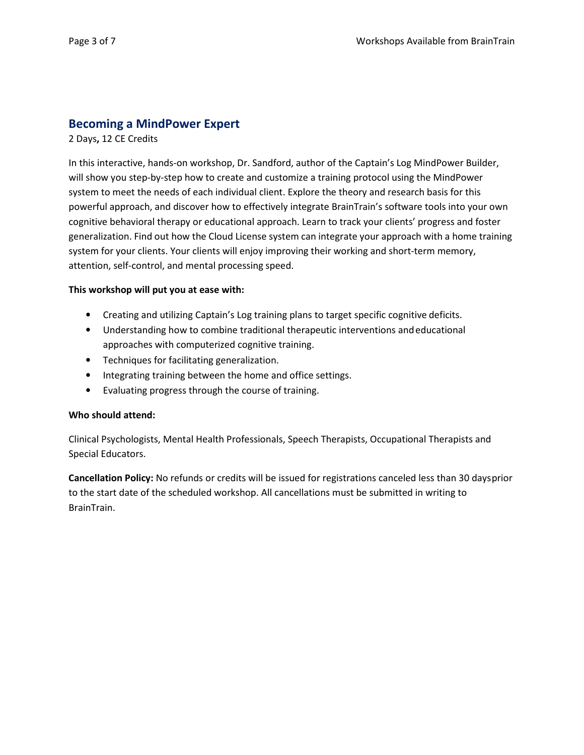## Becoming a MindPower Expert

2 Days**,** 12 CE Credits

In this interactive, hands-on workshop, Dr. Sandford, author of the Captain's Log MindPower Builder, will show you step-by-step how to create and customize a training protocol using the MindPower system to meet the needs of each individual client. Explore the theory and research basis for this powerful approach, and discover how to effectively integrate BrainTrain's software tools into your own cognitive behavioral therapy or educational approach. Learn to track your clients' progress and foster generalization. Find out how the Cloud License system can integrate your approach with a home training system for your clients. Your clients will enjoy improving their working and short-term memory, attention, self-control, and mental processing speed.

**This workshop will put you at ease with:**

- Creating and utilizing Captain's Log training plans to target specific cognitive deficits.
- Understanding how to combine traditional therapeutic interventions and educational approaches with computerized cognitive training.
- Techniques for facilitating generalization.
- Integrating training between the home and office settings.
- Evaluating progress through the course of training.

**Who should attend:**

Clinical Psychologists, Mental Health Professionals, Speech Therapists, Occupational Therapists and Special Educators.

**Cancellation Policy:** No refunds or credits will be issued for registrations canceled less than 30 days prior to the start date of the scheduled workshop. All cancellations must be submitted in writing to BrainTrain.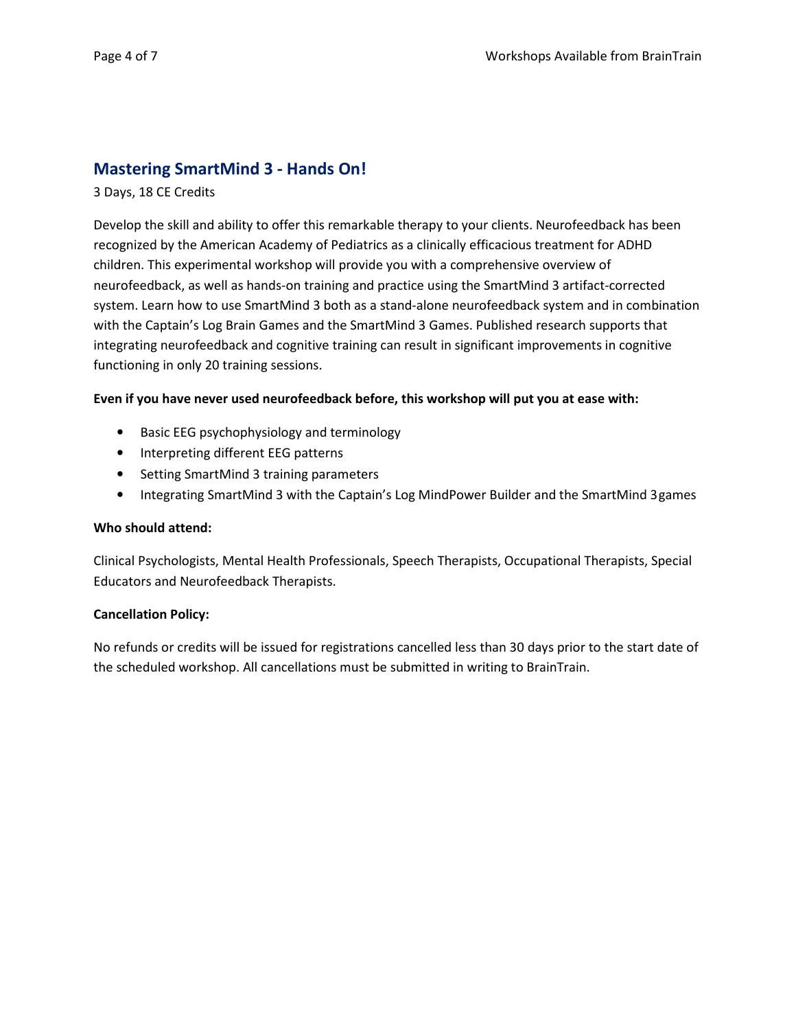## Mastering SmartMind 3 - Hands On!

3 Days, 18 CE Credits

Develop the skill and ability to offer this remarkable therapy to your clients. Neurofeedback has been recognized by the American Academy of Pediatrics as a clinically efficacious treatment for ADHD children. This experimental workshop will provide you with a comprehensive overview of neurofeedback, as well as hands-on training and practice using the SmartMind 3 artifact-corrected system. Learn how to use SmartMind 3 both as a stand-alone neurofeedback system and in combination with the Captain's Log Brain Games and the SmartMind 3 Games. Published research supports that integrating neurofeedback and cognitive training can result in significant improvements in cognitive functioning in only 20 training sessions.

**Even if you have never used neurofeedback before, this workshop will put you at ease with:**

- Basic EEG psychophysiology and terminology
- Interpreting different EEG patterns
- Setting SmartMind 3 training parameters
- Integrating SmartMind 3 with the Captain's Log MindPower Builder and the SmartMind 3 games

**Who should attend:**

Clinical Psychologists, Mental Health Professionals, Speech Therapists, Occupational Therapists, Special Educators and Neurofeedback Therapists.

**Cancellation Policy:**

No refunds or credits will be issued for registrations cancelled less than 30 days prior to the start date of the scheduled workshop. All cancellations must be submitted in writing to BrainTrain.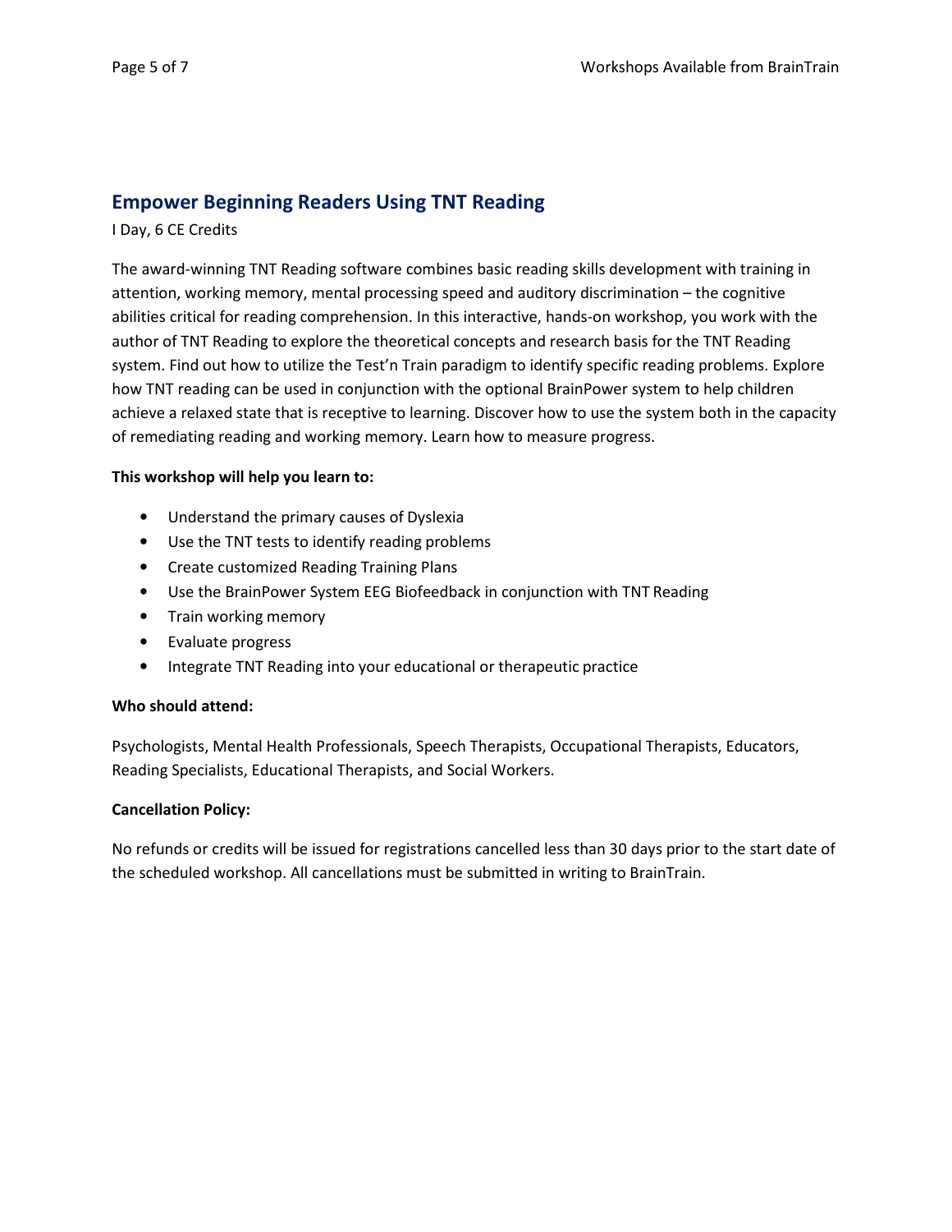## Empower Beginning Readers Using TNT Reading

I Day, 6 CE Credits

The award-winning TNT Reading software combines basic reading skills development with training in attention, working memory, mental processing speed and auditory discrimination – the cognitive abilities critical for reading comprehension. In this interactive, hands-on workshop, you work with the author of TNT Reading to explore the theoretical concepts and research basis for the TNT Reading system. Find out how to utilize the Test'n Train paradigm to identify specific reading problems. Explore how TNT reading can be used in conjunction with the optional BrainPower system to help children achieve a relaxed state that is receptive to learning. Discover how to use the system both in the capacity of remediating reading and working memory. Learn how to measure progress.

**This workshop will help you learn to:**

- Understand the primary causes of Dyslexia
- Use the TNT tests to identify reading problems
- Create customized Reading Training Plans
- Use the BrainPower System EEG Biofeedback in conjunction with TNT Reading
- Train working memory
- Evaluate progress
- Integrate TNT Reading into your educational or therapeutic practice

**Who should attend:**

Psychologists, Mental Health Professionals, Speech Therapists, Occupational Therapists, Educators, Reading Specialists, Educational Therapists, and Social Workers.

**Cancellation Policy:**

No refunds or credits will be issued for registrations cancelled less than 30 days prior to the start date of the scheduled workshop. All cancellations must be submitted in writing to BrainTrain.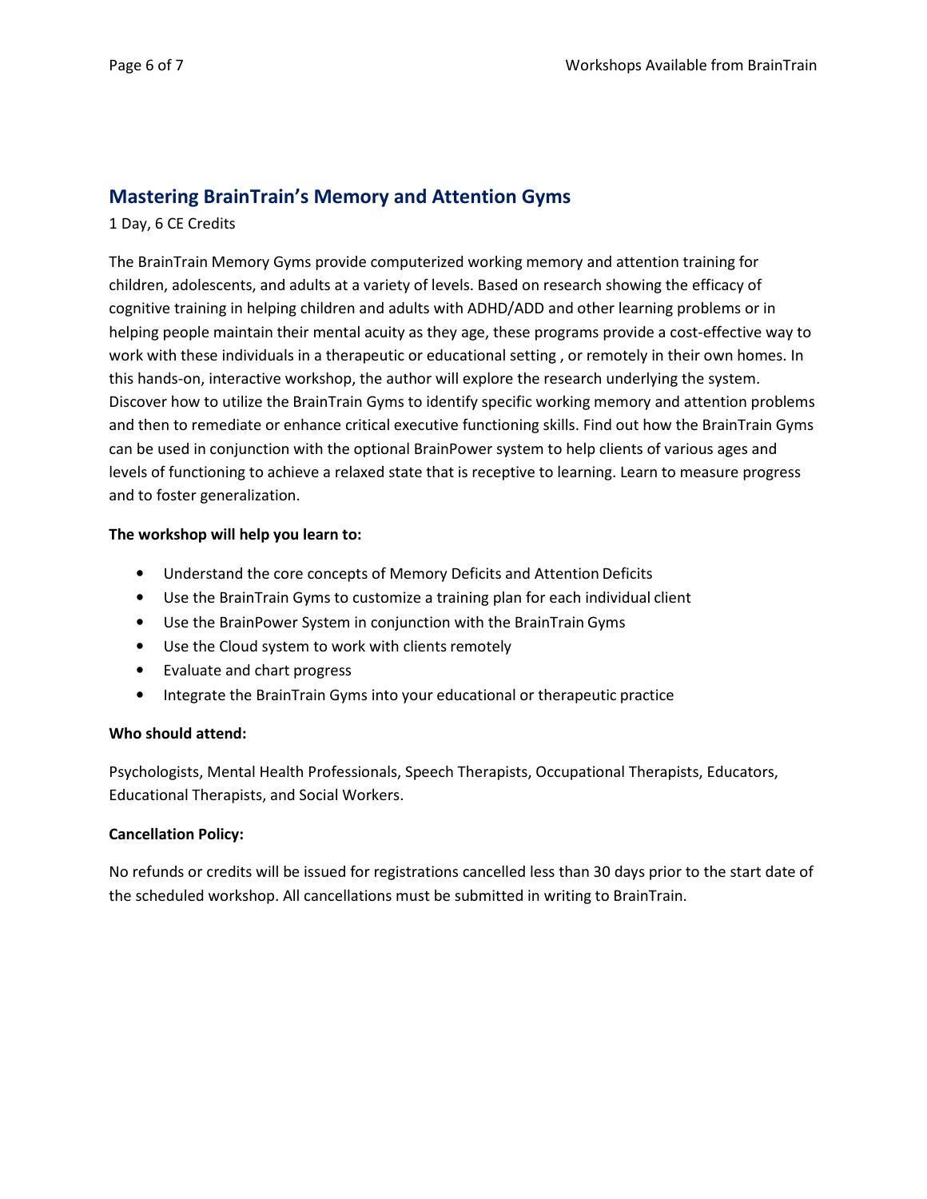## Mastering BrainTrain's Memory and Attention Gyms

1 Day, 6 CE Credits

The BrainTrain Memory Gyms provide computerized working memory and attention training for children, adolescents, and adults at a variety of levels. Based on research showing the efficacy of cognitive training in helping children and adults with ADHD/ADD and other learning problems or in helping people maintain their mental acuity as they age, these programs provide a cost-effective way to work with these individuals in a therapeutic or educational setting , or remotely in their own homes. In this hands-on, interactive workshop, the author will explore the research underlying the system. Discover how to utilize the BrainTrain Gyms to identify specific working memory and attention problems and then to remediate or enhance critical executive functioning skills. Find out how the BrainTrain Gyms can be used in conjunction with the optional BrainPower system to help clients of various ages and levels of functioning to achieve a relaxed state that is receptive to learning. Learn to measure progress and to foster generalization.

**The workshop will help you learn to:**

- Understand the core concepts of Memory Deficits and Attention Deficits
- Use the BrainTrain Gyms to customize a training plan for each individual client
- Use the BrainPower System in conjunction with the BrainTrain Gyms
- Use the Cloud system to work with clients remotely
- Evaluate and chart progress
- Integrate the BrainTrain Gyms into your educational or therapeutic practice

**Who should attend:**

Psychologists, Mental Health Professionals, Speech Therapists, Occupational Therapists, Educators, Educational Therapists, and Social Workers.

**Cancellation Policy:**

No refunds or credits will be issued for registrations cancelled less than 30 days prior to the start date of the scheduled workshop. All cancellations must be submitted in writing to BrainTrain.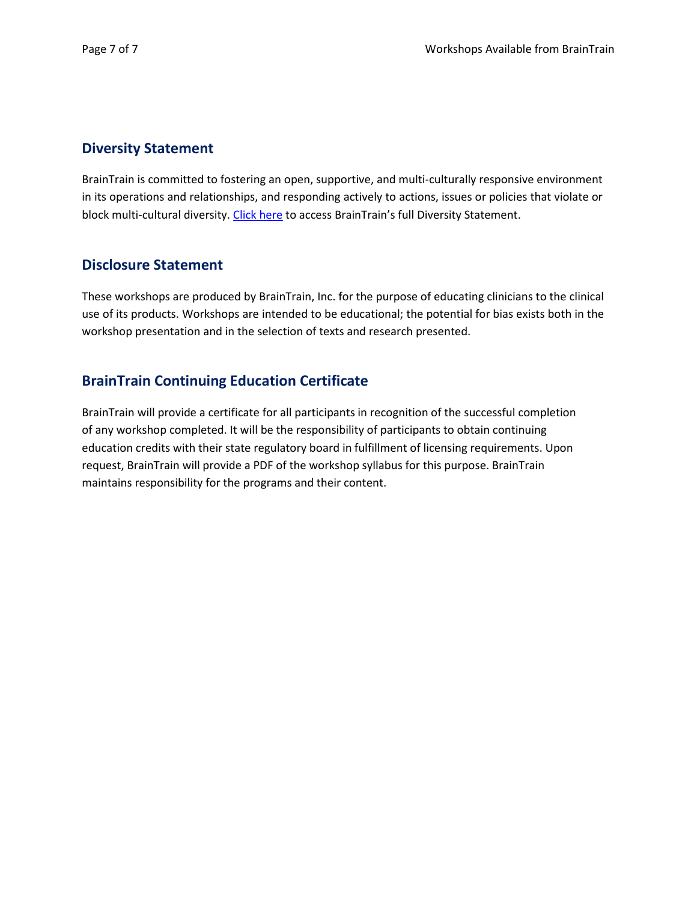## Diversity Statement

BrainTrain is committed to fostering an open, supportive, and multi-culturally responsive environment in its operations and relationships, and responding actively to actions, issues or policies that violate or block multi-cultural diversity. Click here to access BrainTrain's full Diversity Statement.

## Disclosure Statement

These workshops are produced by BrainTrain, Inc. for the purpose of educating clinicians to the clinical use of its products. Workshops are intended to be educational; the potential for bias exists both in the workshop presentation and in the selection of texts and research presented.

## BrainTrain Continuing Education Certificate

BrainTrain will provide a certificate for all participants in recognition of the successful completion of any workshop completed. It will be the responsibility of participants to obtain continuing education credits with their state regulatory board in fulfillment of licensing requirements. Upon request, BrainTrain will provide a PDF of the workshop syllabus for this purpose. BrainTrain maintains responsibility for the programs and their content.